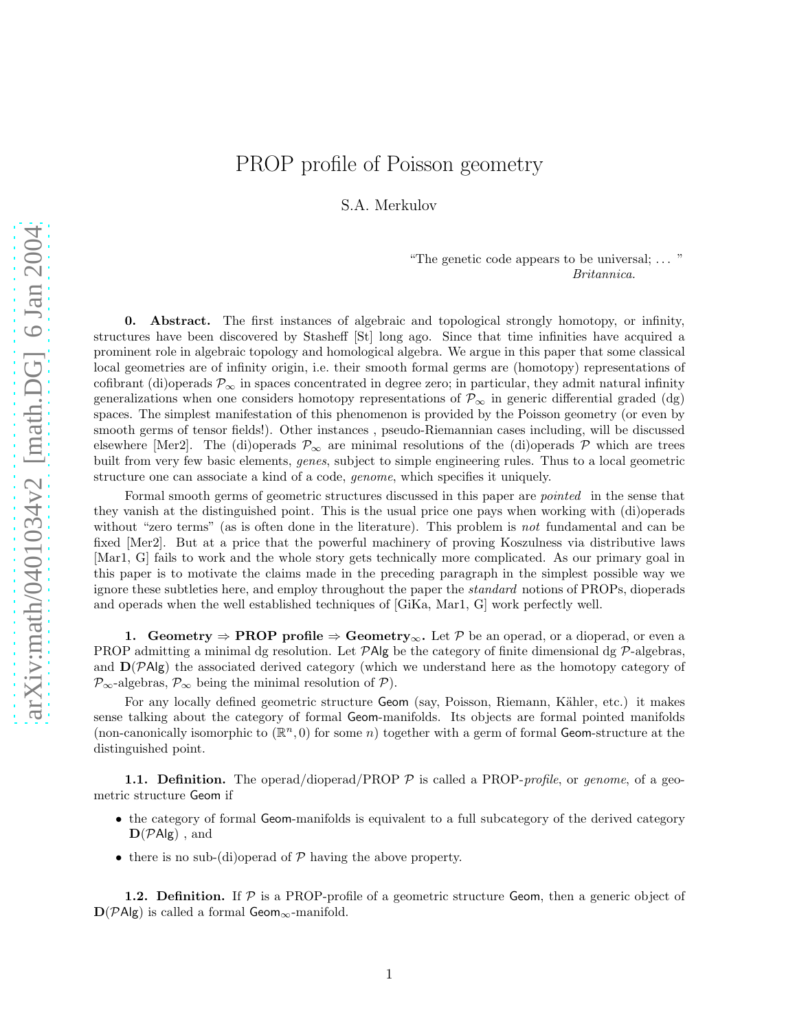# PROP profile of Poisson geometry

S.A. Merkulov

> "The genetic code appears to be universal; ... "
> *Britannica.*

**0. Abstract.** The first instances of algebraic and topological strongly homotopy, or infinity, structures have been discovered by Stasheff [St] long ago. Since that time infinities have acquired a prominent role in algebraic topology and homological algebra. We argue in this paper that some classical local geometries are of infinity origin, i.e. their smooth formal germs are (homotopy) representations of cofibrant (di)operads $\mathcal{P}_\infty$ in spaces concentrated in degree zero; in particular, they admit natural infinity generalizations when one considers homotopy representations of $\mathcal{P}_\infty$ in generic differential graded (dg) spaces. The simplest manifestation of this phenomenon is provided by the Poisson geometry (or even by smooth germs of tensor fields!). Other instances , pseudo-Riemannian cases including, will be discussed elsewhere [Mer2]. The (di)operads $\mathcal{P}_\infty$ are minimal resolutions of the (di)operads $\mathcal{P}$ which are trees built from very few basic elements, *genes*, subject to simple engineering rules. Thus to a local geometric structure one can associate a kind of a code, *genome*, which specifies it uniquely.

Formal smooth germs of geometric structures discussed in this paper are *pointed* in the sense that they vanish at the distinguished point. This is the usual price one pays when working with (di)operads without "zero terms" (as is often done in the literature). This problem is *not* fundamental and can be fixed [Mer2]. But at a price that the powerful machinery of proving Koszulness via distributive laws [Mar1, G] fails to work and the whole story gets technically more complicated. As our primary goal in this paper is to motivate the claims made in the preceding paragraph in the simplest possible way we ignore these subtleties here, and employ throughout the paper the *standard* notions of PROPs, dioperads and operads when the well established techniques of [GiKa, Mar1, G] work perfectly well.

**1. Geometry ⇒ PROP profile ⇒ Geometry$_\infty$.** Let $\mathcal{P}$ be an operad, or a dioperad, or even a PROP admitting a minimal dg resolution. Let $\mathcal{P}\mathsf{Alg}$ be the category of finite dimensional dg $\mathcal{P}$-algebras, and $\mathbf{D}(\mathcal{P}\mathsf{Alg})$ the associated derived category (which we understand here as the homotopy category of $\mathcal{P}_\infty$-algebras, $\mathcal{P}_\infty$ being the minimal resolution of $\mathcal{P}$).

For any locally defined geometric structure $\mathsf{Geom}$ (say, Poisson, Riemann, Kähler, etc.) it makes sense talking about the category of formal $\mathsf{Geom}$-manifolds. Its objects are formal pointed manifolds (non-canonically isomorphic to $(\mathbb{R}^n, 0)$ for some $n$) together with a germ of formal $\mathsf{Geom}$-structure at the distinguished point.

**1.1. Definition.** The operad/dioperad/PROP $\mathcal{P}$ is called a PROP-*profile*, or *genome*, of a geometric structure $\mathsf{Geom}$ if

- the category of formal $\mathsf{Geom}$-manifolds is equivalent to a full subcategory of the derived category $\mathbf{D}(\mathcal{P}\mathsf{Alg})$ , and
- there is no sub-(di)operad of $\mathcal{P}$ having the above property.

**1.2. Definition.** If $\mathcal{P}$ is a PROP-profile of a geometric structure $\mathsf{Geom}$, then a generic object of $\mathbf{D}(\mathcal{P}\mathsf{Alg})$ is called a formal $\mathsf{Geom}_\infty$-manifold.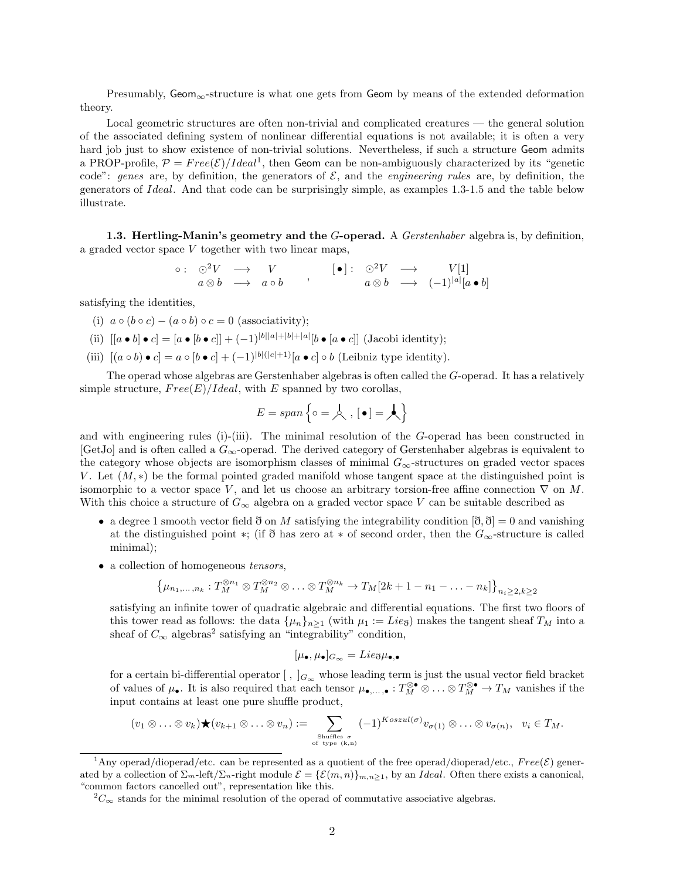Presumably, $\mathsf{Geom}_\infty$-structure is what one gets from $\mathsf{Geom}$ by means of the extended deformation theory.

Local geometric structures are often non-trivial and complicated creatures — the general solution of the associated defining system of nonlinear differential equations is not available; it is often a very hard job just to show existence of non-trivial solutions. Nevertheless, if such a structure $\mathsf{Geom}$ admits a PROP-profile, $\mathcal{P} = Free(\mathcal{E})/Ideal$[1], then $\mathsf{Geom}$ can be non-ambiguously characterized by its "genetic code": *genes* are, by definition, the generators of $\mathcal{E}$, and the *engineering rules* are, by definition, the generators of $Ideal$. And that code can be surprisingly simple, as examples 1.3-1.5 and the table below illustrate.

**1.3. Hertling-Manin's geometry and the $G$-operad.** A *Gerstenhaber* algebra is, by definition, a graded vector space $V$ together with two linear maps,

$$\circ: \begin{array}{ccc} \odot^2 V & \longrightarrow & V \\ a\otimes b & \longrightarrow & a\circ b \end{array} \quad , \quad [\bullet]: \begin{array}{ccc} \odot^2 V & \longrightarrow & V[1] \\ a\otimes b & \longrightarrow & (-1)^{|a|}[a\bullet b] \end{array}$$

satisfying the identities,

(i) $a\circ(b\circ c) - (a\circ b)\circ c = 0$ (associativity);

(ii) $[[a\bullet b]\bullet c] = [a\bullet[b\bullet c]] + (-1)^{|b||a|+|b|+|a|}[b\bullet[a\bullet c]]$ (Jacobi identity);

(iii) $[(a\circ b)\bullet c] = a\circ[b\bullet c] + (-1)^{|b|(|c|+1)}[a\bullet c]\circ b$ (Leibniz type identity).

The operad whose algebras are Gerstenhaber algebras is often called the $G$-operad. It has a relatively simple structure, $Free(E)/Ideal$, with $E$ spanned by two corollas,

$$E = span\left\{\circ = \text{(corolla with white vertex)}\ ,\ [\bullet] = \text{(corolla with black vertex)}\right\}$$

and with engineering rules (i)-(iii). The minimal resolution of the $G$-operad has been constructed in [GetJo] and is often called a $G_\infty$-operad. The derived category of Gerstenhaber algebras is equivalent to the category whose objects are isomorphism classes of minimal $G_\infty$-structures on graded vector spaces $V$. Let $(M,*)$ be the formal pointed graded manifold whose tangent space at the distinguished point is isomorphic to a vector space $V$, and let us choose an arbitrary torsion-free affine connection $\nabla$ on $M$. With this choice a structure of $G_\infty$ algebra on a graded vector space $V$ can be suitable described as

- a degree 1 smooth vector field $\eth$ on $M$ satisfying the integrability condition $[\eth,\eth]=0$ and vanishing at the distinguished point $*$; (if $\eth$ has zero at $*$ of second order, then the $G_\infty$-structure is called minimal);
- a collection of homogeneous *tensors*,
$$\left\{\mu_{n_1,\ldots,n_k}: T_M^{\otimes n_1}\otimes T_M^{\otimes n_2}\otimes\ldots\otimes T_M^{\otimes n_k}\to T_M[2k+1-n_1-\ldots-n_k]\right\}_{n_i\geq 2, k\geq 2}$$
satisfying an infinite tower of quadratic algebraic and differential equations. The first two floors of this tower read as follows: the data $\{\mu_n\}_{n\geq 1}$ (with $\mu_1 := Lie_\eth$) makes the tangent sheaf $T_M$ into a sheaf of $C_\infty$ algebras[2] satisfying an "integrability" condition,
$$[\mu_\bullet,\mu_\bullet]_{G_\infty} = Lie_\eth \mu_{\bullet,\bullet}$$
for a certain bi-differential operator $[\ ,\ ]_{G_\infty}$ whose leading term is just the usual vector field bracket of values of $\mu_\bullet$. It is also required that each tensor $\mu_{\bullet,\ldots,\bullet}: T_M^{\otimes\bullet}\otimes\ldots\otimes T_M^{\otimes\bullet}\to T_M$ vanishes if the input contains at least one pure shuffle product,
$$(v_1\otimes\ldots\otimes v_k)\bigstar(v_{k+1}\otimes\ldots\otimes v_n) := \sum_{\substack{\text{Shuffles }\sigma\\ \text{of type (k,n)}}} (-1)^{Koszul(\sigma)} v_{\sigma(1)}\otimes\ldots\otimes v_{\sigma(n)},\quad v_i\in T_M.$$

---

[1] Any operad/dioperad/etc. can be represented as a quotient of the free operad/dioperad/etc., $Free(\mathcal{E})$ generated by a collection of $\Sigma_m$-left/$\Sigma_n$-right module $\mathcal{E} = \{\mathcal{E}(m,n)\}_{m,n\geq 1}$, by an $Ideal$. Often there exists a canonical, "common factors cancelled out", representation like this.

[2] $C_\infty$ stands for the minimal resolution of the operad of commutative associative algebras.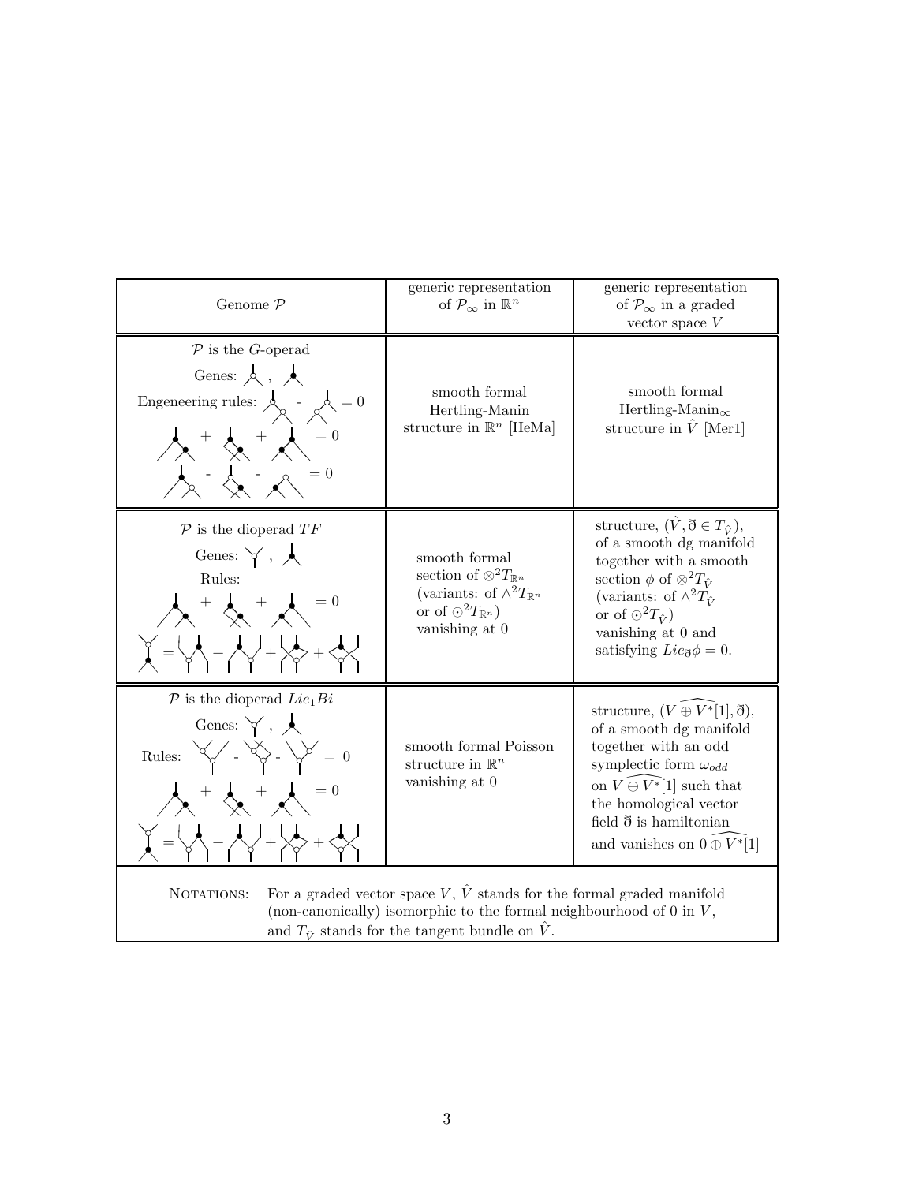| Genome $\mathcal{P}$ | generic representation of $\mathcal{P}_\infty$ in $\mathbb{R}^n$ | generic representation of $\mathcal{P}_\infty$ in a graded vector space $V$ |
|---|---|---|
| $\mathcal{P}$ is the $G$-operad<br>Genes: (graphs)<br>Engeneering rules: (graphs) $= 0$<br>(graphs) $= 0$<br>(graphs) $= 0$ | smooth formal Hertling-Manin structure in $\mathbb{R}^n$ [HeMa] | smooth formal Hertling-Manin$_\infty$ structure in $\hat{V}$ [Mer1] |
| $\mathcal{P}$ is the dioperad $TF$<br>Genes: (graphs)<br>Rules:<br>(graphs) $= 0$<br>(graphs) | smooth formal section of $\otimes^2 T_{\mathbb{R}^n}$ (variants: of $\wedge^2 T_{\mathbb{R}^n}$ or of $\odot^2 T_{\mathbb{R}^n}$) vanishing at 0 | structure, $(\hat{V}, \eth \in T_{\hat{V}})$, of a smooth dg manifold together with a smooth section $\phi$ of $\otimes^2 T_{\hat{V}}$ (variants: of $\wedge^2 T_{\hat{V}}$ or $\odot^2 T_{\hat{V}}$) vanishing at 0 and satisfying $Lie_\eth \phi = 0$. |
| $\mathcal{P}$ is the dioperad $Lie_1 Bi$<br>Genes: (graphs)<br>Rules: (graphs) $= 0$<br>(graphs) $= 0$<br>(graphs) | smooth formal Poisson structure in $\mathbb{R}^n$ vanishing at 0 | structure, $(\widehat{V \oplus V^*}[1], \eth)$, of a smooth dg manifold together with an odd symplectic form $\omega_{odd}$ on $\widehat{V \oplus V^*}[1]$ such that the homological vector field $\eth$ is hamiltonian and vanishes on $\widehat{0 \oplus V^*}[1]$ |

NOTATIONS: For a graded vector space $V$, $\hat{V}$ stands for the formal graded manifold (non-canonically) isomorphic to the formal neighbourhood of 0 in $V$, and $T_{\hat{V}}$ stands for the tangent bundle on $\hat{V}$.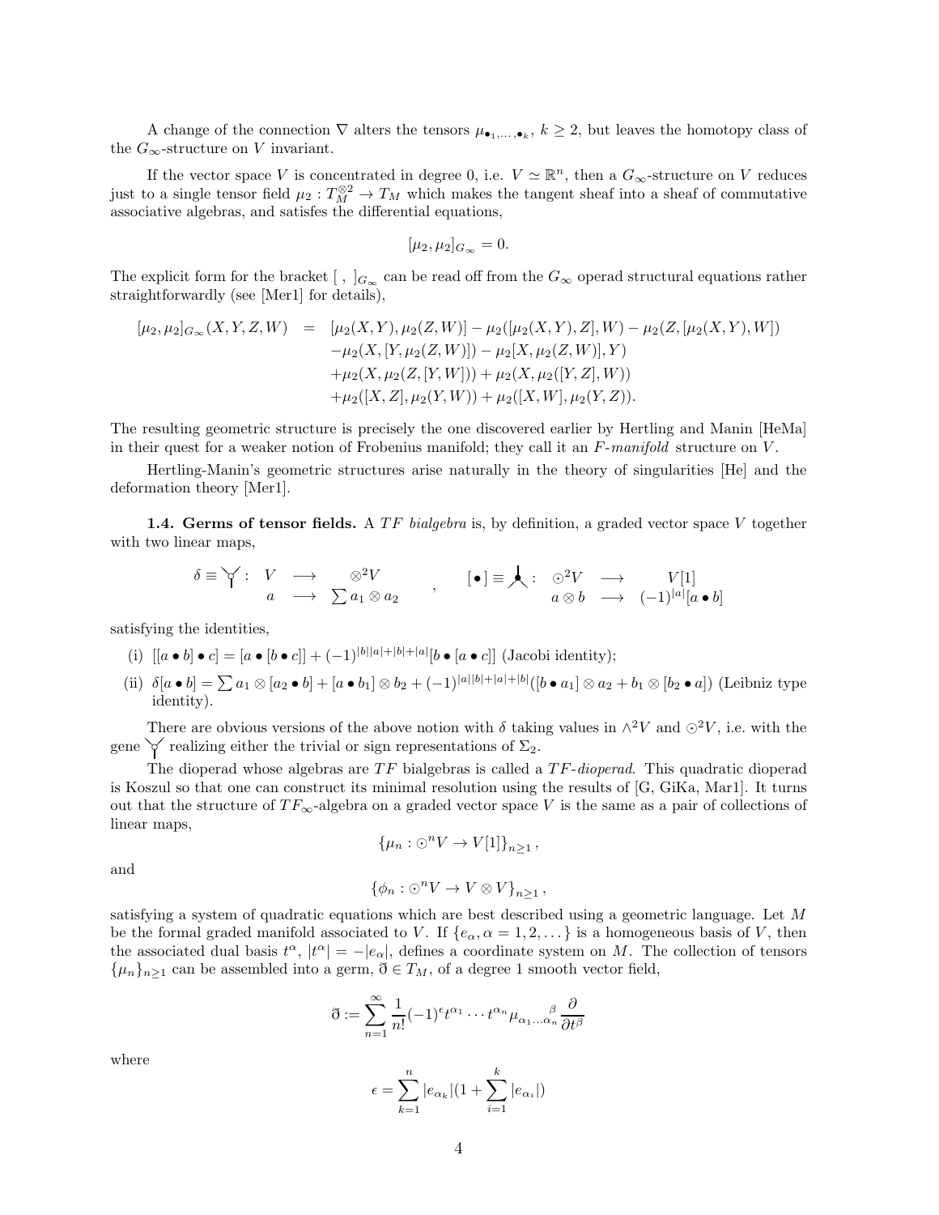A change of the connection $\nabla$ alters the tensors $\mu_{\bullet_1,\dots,\bullet_k}$, $k \geq 2$, but leaves the homotopy class of the $G_\infty$-structure on $V$ invariant.

If the vector space $V$ is concentrated in degree 0, i.e. $V \simeq \mathbb{R}^n$, then a $G_\infty$-structure on $V$ reduces just to a single tensor field $\mu_2 : T_M^{\otimes 2} \to T_M$ which makes the tangent sheaf into a sheaf of commutative associative algebras, and satisfes the differential equations,

$$[\mu_2, \mu_2]_{G_\infty} = 0.$$

The explicit form for the bracket $[\ ,\ ]_{G_\infty}$ can be read off from the $G_\infty$ operad structural equations rather straightforwardly (see [Mer1] for details),

$$\begin{aligned}
[\mu_2, \mu_2]_{G_\infty}(X, Y, Z, W) \;=\;& [\mu_2(X, Y), \mu_2(Z, W)] - \mu_2([\mu_2(X, Y), Z], W) - \mu_2(Z, [\mu_2(X, Y), W]) \\
& - \mu_2(X, [Y, \mu_2(Z, W)]) - \mu_2[X, \mu_2(Z, W)], Y) \\
& + \mu_2(X, \mu_2(Z, [Y, W])) + \mu_2(X, \mu_2([Y, Z], W)) \\
& + \mu_2([X, Z], \mu_2(Y, W)) + \mu_2([X, W], \mu_2(Y, Z)).
\end{aligned}$$

The resulting geometric structure is precisely the one discovered earlier by Hertling and Manin [HeMa] in their quest for a weaker notion of Frobenius manifold; they call it an *F-manifold* structure on $V$.

Hertling-Manin's geometric structures arise naturally in the theory of singularities [He] and the deformation theory [Mer1].

**1.4. Germs of tensor fields.** A *TF bialgebra* is, by definition, a graded vector space $V$ together with two linear maps,

$$\delta \equiv \curlyvee : \begin{array}{ccc} V & \longrightarrow & \otimes^2 V \\ a & \longrightarrow & \sum a_1 \otimes a_2 \end{array} \quad , \quad [\,\bullet\,] \equiv \curlywedge : \begin{array}{ccc} \odot^2 V & \longrightarrow & V[1] \\ a \otimes b & \longrightarrow & (-1)^{|a|}[a \bullet b] \end{array}$$

satisfying the identities,

(i) $[[a \bullet b] \bullet c] = [a \bullet [b \bullet c]] + (-1)^{|b||a|+|b|+|a|}[b \bullet [a \bullet c]]$ (Jacobi identity);

(ii) $\delta[a \bullet b] = \sum a_1 \otimes [a_2 \bullet b] + [a \bullet b_1] \otimes b_2 + (-1)^{|a||b|+|a|+|b|}([b \bullet a_1] \otimes a_2 + b_1 \otimes [b_2 \bullet a])$ (Leibniz type identity).

There are obvious versions of the above notion with $\delta$ taking values in $\wedge^2 V$ and $\odot^2 V$, i.e. with the gene $\curlyvee$ realizing either the trivial or sign representations of $\Sigma_2$.

The dioperad whose algebras are $TF$ bialgebras is called a *TF-dioperad*. This quadratic dioperad is Koszul so that one can construct its minimal resolution using the results of [G, GiKa, Mar1]. It turns out that the structure of $TF_\infty$-algebra on a graded vector space $V$ is the same as a pair of collections of linear maps,

$$\{\mu_n : \odot^n V \to V[1]\}_{n \geq 1},$$

and

$$\{\phi_n : \odot^n V \to V \otimes V\}_{n \geq 1},$$

satisfying a system of quadratic equations which are best described using a geometric language. Let $M$ be the formal graded manifold associated to $V$. If $\{e_\alpha, \alpha = 1, 2, \dots\}$ is a homogeneous basis of $V$, then the associated dual basis $t^\alpha$, $|t^\alpha| = -|e_\alpha|$, defines a coordinate system on $M$. The collection of tensors $\{\mu_n\}_{n \geq 1}$ can be assembled into a germ, $\eth \in T_M$, of a degree 1 smooth vector field,

$$\eth := \sum_{n=1}^{\infty} \frac{1}{n!} (-1)^{\epsilon} t^{\alpha_1} \cdots t^{\alpha_n} \mu_{\alpha_1 \dots \alpha_n}{}^{\beta} \frac{\partial}{\partial t^\beta}$$

where

$$\epsilon = \sum_{k=1}^{n} |e_{\alpha_k}|(1 + \sum_{i=1}^{k} |e_{\alpha_i}|)$$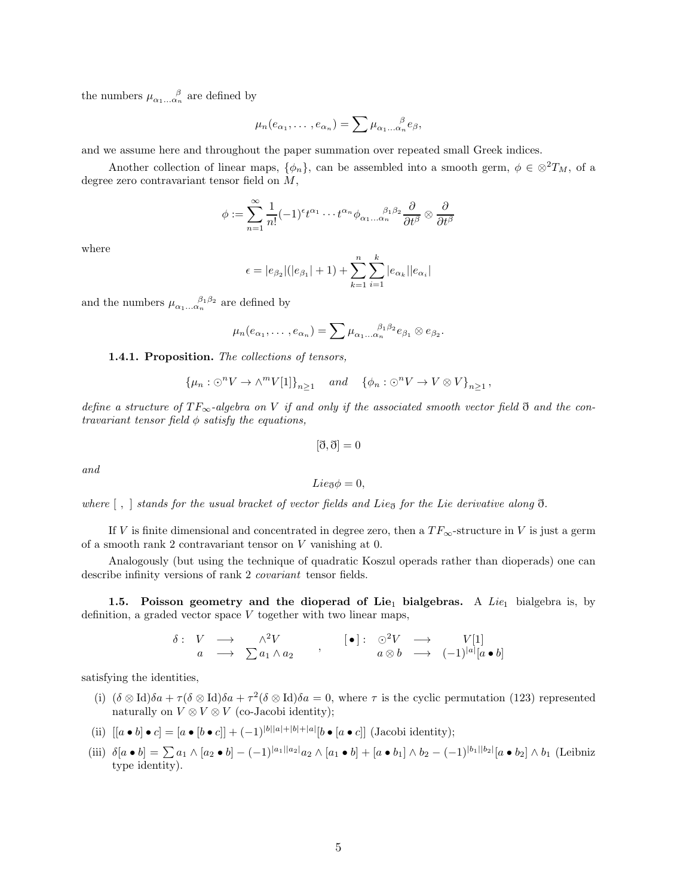the numbers ${\mu_{\alpha_1\ldots\alpha_n}}^{\beta}$ are defined by

$$\mu_n(e_{\alpha_1},\ldots,e_{\alpha_n}) = \sum {\mu_{\alpha_1\ldots\alpha_n}}^{\beta} e_{\beta},$$

and we assume here and throughout the paper summation over repeated small Greek indices.

Another collection of linear maps, $\{\phi_n\}$, can be assembled into a smooth germ, $\phi \in \otimes^2 T_M$, of a degree zero contravariant tensor field on $M$,

$$\phi := \sum_{n=1}^{\infty} \frac{1}{n!}(-1)^{\epsilon} t^{\alpha_1}\cdots t^{\alpha_n} {\phi_{\alpha_1\ldots\alpha_n}}^{\beta_1\beta_2} \frac{\partial}{\partial t^{\beta}} \otimes \frac{\partial}{\partial t^{\beta}}$$

where

$$\epsilon = |e_{\beta_2}|(|e_{\beta_1}|+1) + \sum_{k=1}^{n}\sum_{i=1}^{k} |e_{\alpha_k}||e_{\alpha_i}|$$

and the numbers ${\mu_{\alpha_1\ldots\alpha_n}}^{\beta_1\beta_2}$ are defined by

$$\mu_n(e_{\alpha_1},\ldots,e_{\alpha_n}) = \sum {\mu_{\alpha_1\ldots\alpha_n}}^{\beta_1\beta_2} e_{\beta_1}\otimes e_{\beta_2}.$$

**1.4.1. Proposition.** *The collections of tensors,*

$$\{\mu_n : \odot^n V \to \wedge^m V[1]\}_{n\geq 1} \quad \textit{and} \quad \{\phi_n : \odot^n V \to V\otimes V\}_{n\geq 1},$$

*define a structure of $TF_\infty$-algebra on $V$ if and only if the associated smooth vector field $\eth$ and the contravariant tensor field $\phi$ satisfy the equations,*

$$[\eth,\eth] = 0$$

*and*

$$Lie_{\eth}\phi = 0,$$

*where $[\ ,\ ]$ stands for the usual bracket of vector fields and $Lie_{\eth}$ for the Lie derivative along $\eth$.*

If $V$ is finite dimensional and concentrated in degree zero, then a $TF_\infty$-structure in $V$ is just a germ of a smooth rank 2 contravariant tensor on $V$ vanishing at 0.

Analogously (but using the technique of quadratic Koszul operads rather than dioperads) one can describe infinity versions of rank 2 *covariant* tensor fields.

**1.5. Poisson geometry and the dioperad of $Lie_1$ bialgebras.** A $Lie_1$ bialgebra is, by definition, a graded vector space $V$ together with two linear maps,

$$\begin{array}{cccc} \delta: & V & \longrightarrow & \wedge^2 V \\ & a & \longrightarrow & \sum a_1\wedge a_2 \end{array} \quad , \quad \begin{array}{cccc} [\bullet]: & \odot^2 V & \longrightarrow & V[1] \\ & a\otimes b & \longrightarrow & (-1)^{|a|}[a\bullet b] \end{array}$$

satisfying the identities,

(i) $(\delta\otimes \mathrm{Id})\delta a + \tau(\delta\otimes\mathrm{Id})\delta a + \tau^2(\delta\otimes\mathrm{Id})\delta a = 0$, where $\tau$ is the cyclic permutation (123) represented naturally on $V\otimes V\otimes V$ (co-Jacobi identity);

(ii) $[[a\bullet b]\bullet c] = [a\bullet[b\bullet c]] + (-1)^{|b||a|+|b|+|a|}[b\bullet[a\bullet c]]$ (Jacobi identity);

(iii) $\delta[a\bullet b] = \sum a_1\wedge[a_2\bullet b] - (-1)^{|a_1||a_2|}a_2\wedge[a_1\bullet b] + [a\bullet b_1]\wedge b_2 - (-1)^{|b_1||b_2|}[a\bullet b_2]\wedge b_1$ (Leibniz type identity).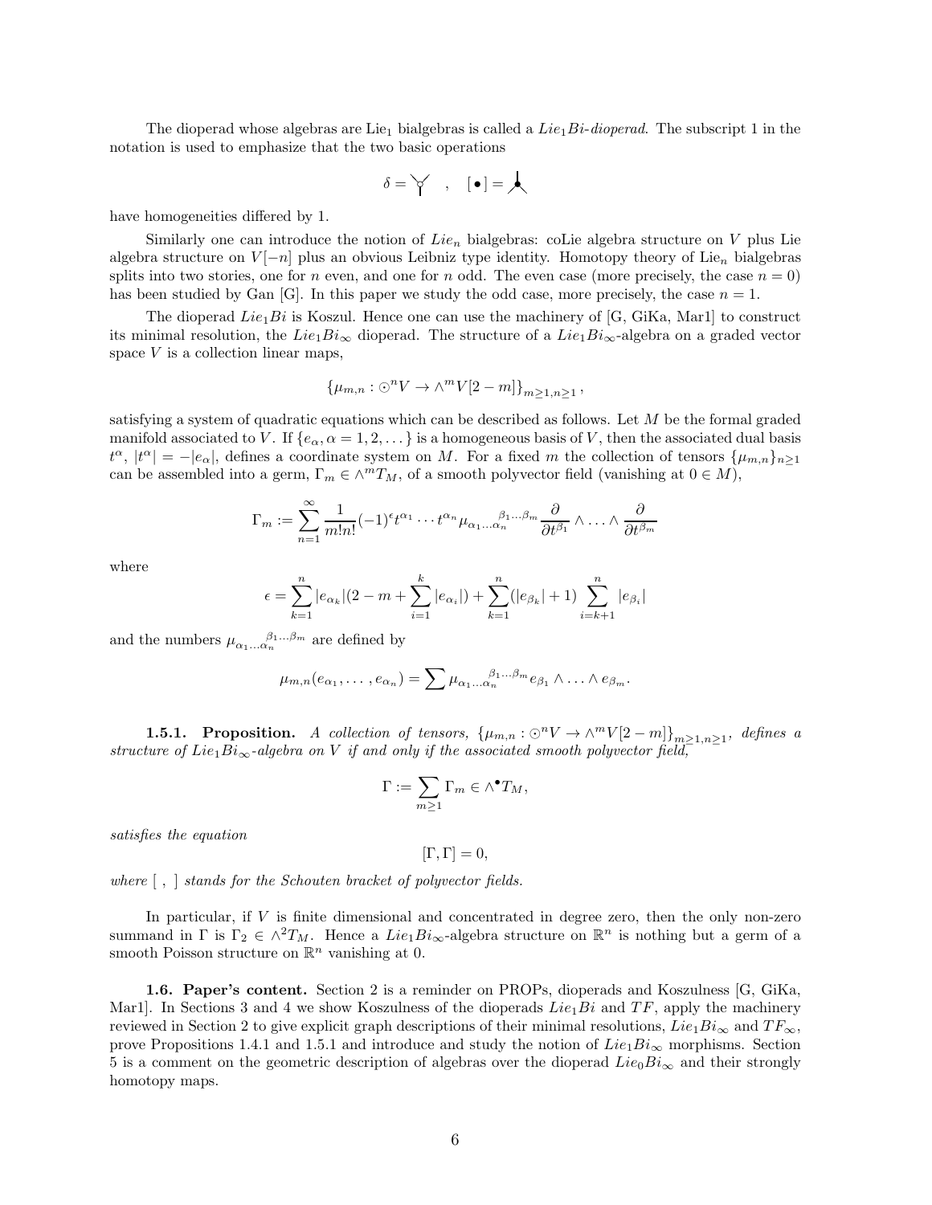The dioperad whose algebras are $\mathrm{Lie}_1$ bialgebras is called a *$Lie_1Bi$-dioperad*. The subscript 1 in the notation is used to emphasize that the two basic operations

$$\delta = \curlyvee \quad , \quad [\bullet] = \curlywedge$$

have homogeneities differed by 1.

Similarly one can introduce the notion of $Lie_n$ bialgebras: coLie algebra structure on $V$ plus Lie algebra structure on $V[-n]$ plus an obvious Leibniz type identity. Homotopy theory of $\mathrm{Lie}_n$ bialgebras splits into two stories, one for $n$ even, and one for $n$ odd. The even case (more precisely, the case $n = 0$) has been studied by Gan [G]. In this paper we study the odd case, more precisely, the case $n = 1$.

The dioperad $Lie_1Bi$ is Koszul. Hence one can use the machinery of [G, GiKa, Mar1] to construct its minimal resolution, the $Lie_1Bi_\infty$ dioperad. The structure of a $Lie_1Bi_\infty$-algebra on a graded vector space $V$ is a collection linear maps,

$$\{\mu_{m,n} : \odot^n V \to \wedge^m V[2-m]\}_{m\geq 1, n\geq 1},$$

satisfying a system of quadratic equations which can be described as follows. Let $M$ be the formal graded manifold associated to $V$. If $\{e_\alpha, \alpha = 1, 2, \ldots\}$ is a homogeneous basis of $V$, then the associated dual basis $t^\alpha$, $|t^\alpha| = -|e_\alpha|$, defines a coordinate system on $M$. For a fixed $m$ the collection of tensors $\{\mu_{m,n}\}_{n\geq 1}$ can be assembled into a germ, $\Gamma_m \in \wedge^m T_M$, of a smooth polyvector field (vanishing at $0 \in M$),

$$\Gamma_m := \sum_{n=1}^{\infty} \frac{1}{m!n!}(-1)^\epsilon t^{\alpha_1}\cdots t^{\alpha_n} \mu_{\alpha_1\ldots\alpha_n}{}^{\beta_1\ldots\beta_m} \frac{\partial}{\partial t^{\beta_1}} \wedge \ldots \wedge \frac{\partial}{\partial t^{\beta_m}}$$

where

$$\epsilon = \sum_{k=1}^{n} |e_{\alpha_k}|(2 - m + \sum_{i=1}^{k} |e_{\alpha_i}|) + \sum_{k=1}^{n}(|e_{\beta_k}| + 1) \sum_{i=k+1}^{n} |e_{\beta_i}|$$

and the numbers $\mu_{\alpha_1\ldots\alpha_n}{}^{\beta_1\ldots\beta_m}$ are defined by

$$\mu_{m,n}(e_{\alpha_1}, \ldots, e_{\alpha_n}) = \sum \mu_{\alpha_1\ldots\alpha_n}{}^{\beta_1\ldots\beta_m} e_{\beta_1} \wedge \ldots \wedge e_{\beta_m}.$$

**1.5.1. Proposition.** *A collection of tensors, $\{\mu_{m,n} : \odot^n V \to \wedge^m V[2-m]\}_{m\geq 1, n\geq 1}$, defines a structure of $Lie_1Bi_\infty$-algebra on $V$ if and only if the associated smooth polyvector field,*

$$\Gamma := \sum_{m\geq 1} \Gamma_m \in \wedge^\bullet T_M,$$

*satisfies the equation*

$$[\Gamma, \Gamma] = 0,$$

*where [ , ] stands for the Schouten bracket of polyvector fields.*

In particular, if $V$ is finite dimensional and concentrated in degree zero, then the only non-zero summand in $\Gamma$ is $\Gamma_2 \in \wedge^2 T_M$. Hence a $Lie_1Bi_\infty$-algebra structure on $\mathbb{R}^n$ is nothing but a germ of a smooth Poisson structure on $\mathbb{R}^n$ vanishing at 0.

**1.6. Paper's content.** Section 2 is a reminder on PROPs, dioperads and Koszulness [G, GiKa, Mar1]. In Sections 3 and 4 we show Koszulness of the dioperads $Lie_1Bi$ and $TF$, apply the machinery reviewed in Section 2 to give explicit graph descriptions of their minimal resolutions, $Lie_1Bi_\infty$ and $TF_\infty$, prove Propositions 1.4.1 and 1.5.1 and introduce and study the notion of $Lie_1Bi_\infty$ morphisms. Section 5 is a comment on the geometric description of algebras over the dioperad $Lie_0Bi_\infty$ and their strongly homotopy maps.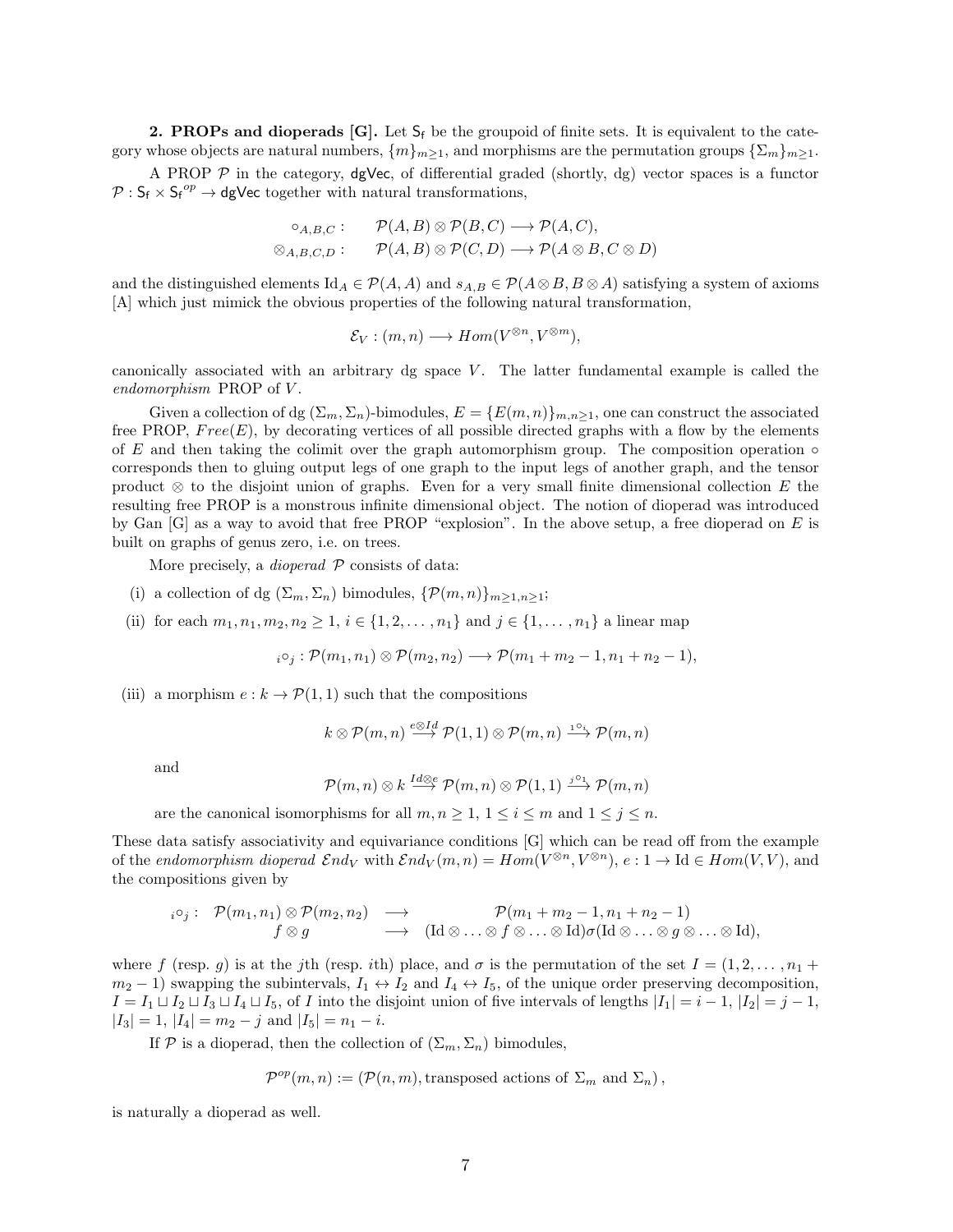**2. PROPs and dioperads [G].** Let $\mathsf{S_f}$ be the groupoid of finite sets. It is equivalent to the category whose objects are natural numbers, $\{m\}_{m\geq 1}$, and morphisms are the permutation groups $\{\Sigma_m\}_{m\geq 1}$.

A PROP $\mathcal{P}$ in the category, $\mathsf{dgVec}$, of differential graded (shortly, dg) vector spaces is a functor $\mathcal{P} : \mathsf{S_f} \times \mathsf{S_f}^{op} \to \mathsf{dgVec}$ together with natural transformations,

$$\begin{array}{ll} \circ_{A,B,C}: & \mathcal{P}(A,B)\otimes\mathcal{P}(B,C)\longrightarrow\mathcal{P}(A,C), \\ \otimes_{A,B,C,D}: & \mathcal{P}(A,B)\otimes\mathcal{P}(C,D)\longrightarrow\mathcal{P}(A\otimes B, C\otimes D)\end{array}$$

and the distinguished elements $\mathrm{Id}_A \in \mathcal{P}(A,A)$ and $s_{A,B}\in\mathcal{P}(A\otimes B, B\otimes A)$ satisfying a system of axioms [A] which just mimick the obvious properties of the following natural transformation,

$$\mathcal{E}_V : (m,n) \longrightarrow Hom(V^{\otimes n}, V^{\otimes m}),$$

canonically associated with an arbitrary dg space $V$. The latter fundamental example is called the *endomorphism* PROP of $V$.

Given a collection of dg $(\Sigma_m,\Sigma_n)$-bimodules, $E=\{E(m,n)\}_{m,n\geq 1}$, one can construct the associated free PROP, $Free(E)$, by decorating vertices of all possible directed graphs with a flow by the elements of $E$ and then taking the colimit over the graph automorphism group. The composition operation $\circ$ corresponds then to gluing output legs of one graph to the input legs of another graph, and the tensor product $\otimes$ to the disjoint union of graphs. Even for a very small finite dimensional collection $E$ the resulting free PROP is a monstrous infinite dimensional object. The notion of dioperad was introduced by Gan [G] as a way to avoid that free PROP "explosion". In the above setup, a free dioperad on $E$ is built on graphs of genus zero, i.e. on trees.

More precisely, a *dioperad* $\mathcal{P}$ consists of data:

(i) a collection of dg $(\Sigma_m,\Sigma_n)$ bimodules, $\{\mathcal{P}(m,n)\}_{m\geq 1, n\geq 1}$;

(ii) for each $m_1,n_1,m_2,n_2\geq 1$, $i\in\{1,2,\ldots,n_1\}$ and $j\in\{1,\ldots,n_1\}$ a linear map

$${}_i\circ_j : \mathcal{P}(m_1,n_1)\otimes\mathcal{P}(m_2,n_2)\longrightarrow\mathcal{P}(m_1+m_2-1, n_1+n_2-1),$$

(iii) a morphism $e: k\to\mathcal{P}(1,1)$ such that the compositions

$$k\otimes\mathcal{P}(m,n)\stackrel{e\otimes Id}{\longrightarrow}\mathcal{P}(1,1)\otimes\mathcal{P}(m,n)\stackrel{{}_1\circ_i}{\longrightarrow}\mathcal{P}(m,n)$$

and

$$\mathcal{P}(m,n)\otimes k\stackrel{Id\otimes e}{\longrightarrow}\mathcal{P}(m,n)\otimes\mathcal{P}(1,1)\stackrel{{}_j\circ_1}{\longrightarrow}\mathcal{P}(m,n)$$

are the canonical isomorphisms for all $m,n\geq 1$, $1\leq i\leq m$ and $1\leq j\leq n$.

These data satisfy associativity and equivariance conditions [G] which can be read off from the example of the *endomorphism dioperad* $\mathcal{E}nd_V$ with $\mathcal{E}nd_V(m,n)=Hom(V^{\otimes n},V^{\otimes n})$, $e:1\to\mathrm{Id}\in Hom(V,V)$, and the compositions given by

$$\begin{array}{rccc} {}_i\circ_j: & \mathcal{P}(m_1,n_1)\otimes\mathcal{P}(m_2,n_2) & \longrightarrow & \mathcal{P}(m_1+m_2-1,n_1+n_2-1) \\ & f\otimes g & \longrightarrow & (\mathrm{Id}\otimes\ldots\otimes f\otimes\ldots\otimes\mathrm{Id})\sigma(\mathrm{Id}\otimes\ldots\otimes g\otimes\ldots\otimes\mathrm{Id}),\end{array}$$

where $f$ (resp. $g$) is at the $j$th (resp. $i$th) place, and $\sigma$ is the permutation of the set $I=(1,2,\ldots,n_1+m_2-1)$ swapping the subintervals, $I_1\leftrightarrow I_2$ and $I_4\leftrightarrow I_5$, of the unique order preserving decomposition, $I=I_1\sqcup I_2\sqcup I_3\sqcup I_4\sqcup I_5$, of $I$ into the disjoint union of five intervals of lengths $|I_1|=i-1$, $|I_2|=j-1$, $|I_3|=1$, $|I_4|=m_2-j$ and $|I_5|=n_1-i$.

If $\mathcal{P}$ is a dioperad, then the collection of $(\Sigma_m,\Sigma_n)$ bimodules,

$$\mathcal{P}^{op}(m,n):=\left(\mathcal{P}(n,m),\text{transposed actions of }\Sigma_m\text{ and }\Sigma_n\right),$$

is naturally a dioperad as well.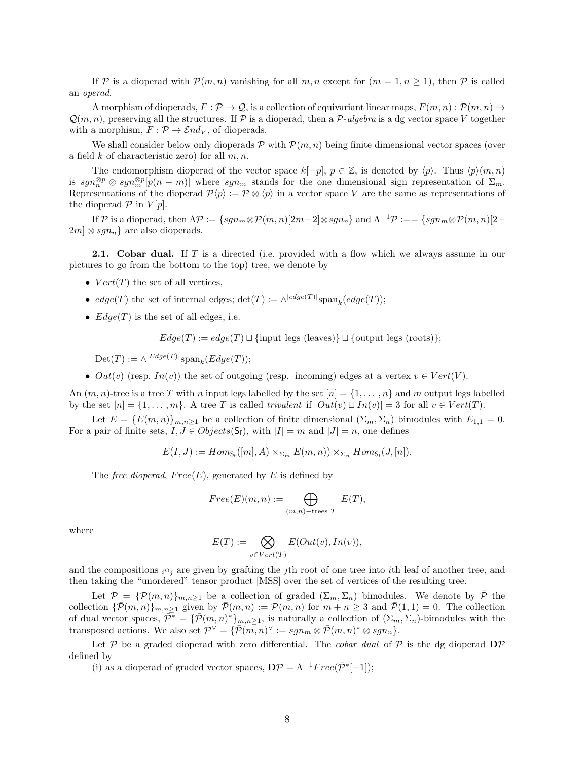If $\mathcal{P}$ is a dioperad with $\mathcal{P}(m,n)$ vanishing for all $m,n$ except for $(m=1, n\geq 1)$, then $\mathcal{P}$ is called an *operad*.

A morphism of dioperads, $F:\mathcal{P}\to\mathcal{Q}$, is a collection of equivariant linear maps, $F(m,n):\mathcal{P}(m,n)\to\mathcal{Q}(m,n)$, preserving all the structures. If $\mathcal{P}$ is a dioperad, then a $\mathcal{P}$*-algebra* is a dg vector space $V$ together with a morphism, $F:\mathcal{P}\to\mathcal{E}nd_V$, of dioperads.

We shall consider below only dioperads $\mathcal{P}$ with $\mathcal{P}(m,n)$ being finite dimensional vector spaces (over a field $k$ of characteristic zero) for all $m,n$.

The endomorphism dioperad of the vector space $k[-p]$, $p\in\mathbb{Z}$, is denoted by $\langle p\rangle$. Thus $\langle p\rangle(m,n)$ is $sgn_n^{\otimes p}\otimes sgn_m^{\otimes p}[p(n-m)]$ where $sgn_m$ stands for the one dimensional sign representation of $\Sigma_m$. Representations of the dioperad $\mathcal{P}\langle p\rangle := \mathcal{P}\otimes\langle p\rangle$ in a vector space $V$ are the same as representations of the dioperad $\mathcal{P}$ in $V[p]$.

If $\mathcal{P}$ is a dioperad, then $\Lambda\mathcal{P} := \{sgn_m\otimes\mathcal{P}(m,n)[2m-2]\otimes sgn_n\}$ and $\Lambda^{-1}\mathcal{P} :== \{sgn_m\otimes\mathcal{P}(m,n)[2-2m]\otimes sgn_n\}$ are also dioperads.

**2.1. Cobar dual.** If $T$ is a directed (i.e. provided with a flow which we always assume in our pictures to go from the bottom to the top) tree, we denote by

- $Vert(T)$ the set of all vertices,
- $edge(T)$ the set of internal edges; $\det(T) := \wedge^{|edge(T)|}\mathrm{span}_k(edge(T))$;
- $Edge(T)$ is the set of all edges, i.e.

$$Edge(T) := edge(T)\sqcup\{\text{input legs (leaves)}\}\sqcup\{\text{output legs (roots)}\};$$

  $\mathrm{Det}(T) := \wedge^{|Edge(T)|}\mathrm{span}_k(Edge(T))$;
- $Out(v)$ (resp. $In(v)$) the set of outgoing (resp. incoming) edges at a vertex $v\in Vert(V)$.

An $(m,n)$-tree is a tree $T$ with $n$ input legs labelled by the set $[n]=\{1,\dots,n\}$ and $m$ output legs labelled by the set $[n]=\{1,\dots,m\}$. A tree $T$ is called *trivalent* if $|Out(v)\sqcup In(v)|=3$ for all $v\in Vert(T)$.

Let $E=\{E(m,n)\}_{m,n\geq 1}$ be a collection of finite dimensional $(\Sigma_m,\Sigma_n)$ bimodules with $E_{1,1}=0$. For a pair of finite sets, $I,J\in Objects(\mathsf{S_f})$, with $|I|=m$ and $|J|=n$, one defines

$$E(I,J) := Hom_{\mathsf{S_f}}([m],A)\times_{\Sigma_m} E(m,n))\times_{\Sigma_n} Hom_{\mathsf{S_f}}(J,[n]).$$

The *free dioperad*, $Free(E)$, generated by $E$ is defined by

$$Free(E)(m,n) := \bigoplus_{(m,n)-\text{trees } T} E(T),$$

where

$$E(T) := \bigotimes_{v\in Vert(T)} E(Out(v), In(v)),$$

and the compositions ${}_i\circ_j$ are given by grafting the $j$th root of one tree into $i$th leaf of another tree, and then taking the "unordered" tensor product [MSS] over the set of vertices of the resulting tree.

Let $\mathcal{P}=\{\mathcal{P}(m,n)\}_{m,n\geq 1}$ be a collection of graded $(\Sigma_m,\Sigma_n)$ bimodules. We denote by $\bar{\mathcal{P}}$ the collection $\{\bar{\mathcal{P}}(m,n)\}_{m,n\geq 1}$ given by $\bar{\mathcal{P}}(m,n) := \mathcal{P}(m,n)$ for $m+n\geq 3$ and $\bar{\mathcal{P}}(1,1)=0$. The collection of dual vector spaces, $\bar{\mathcal{P}}^* = \{\bar{\mathcal{P}}(m,n)^*\}_{m,n\geq 1}$, is naturally a collection of $(\Sigma_m,\Sigma_n)$-bimodules with the transposed actions. We also set $\mathcal{P}^\vee = \{\bar{\mathcal{P}}(m,n)^\vee := sgn_m\otimes\bar{\mathcal{P}}(m,n)^*\otimes sgn_n\}$.

Let $\mathcal{P}$ be a graded dioperad with zero differential. The *cobar dual* of $\mathcal{P}$ is the dg dioperad $\mathbf{D}\mathcal{P}$ defined by

(i) as a dioperad of graded vector spaces, $\mathbf{D}\mathcal{P} = \Lambda^{-1}Free(\bar{\mathcal{P}}^*[-1])$;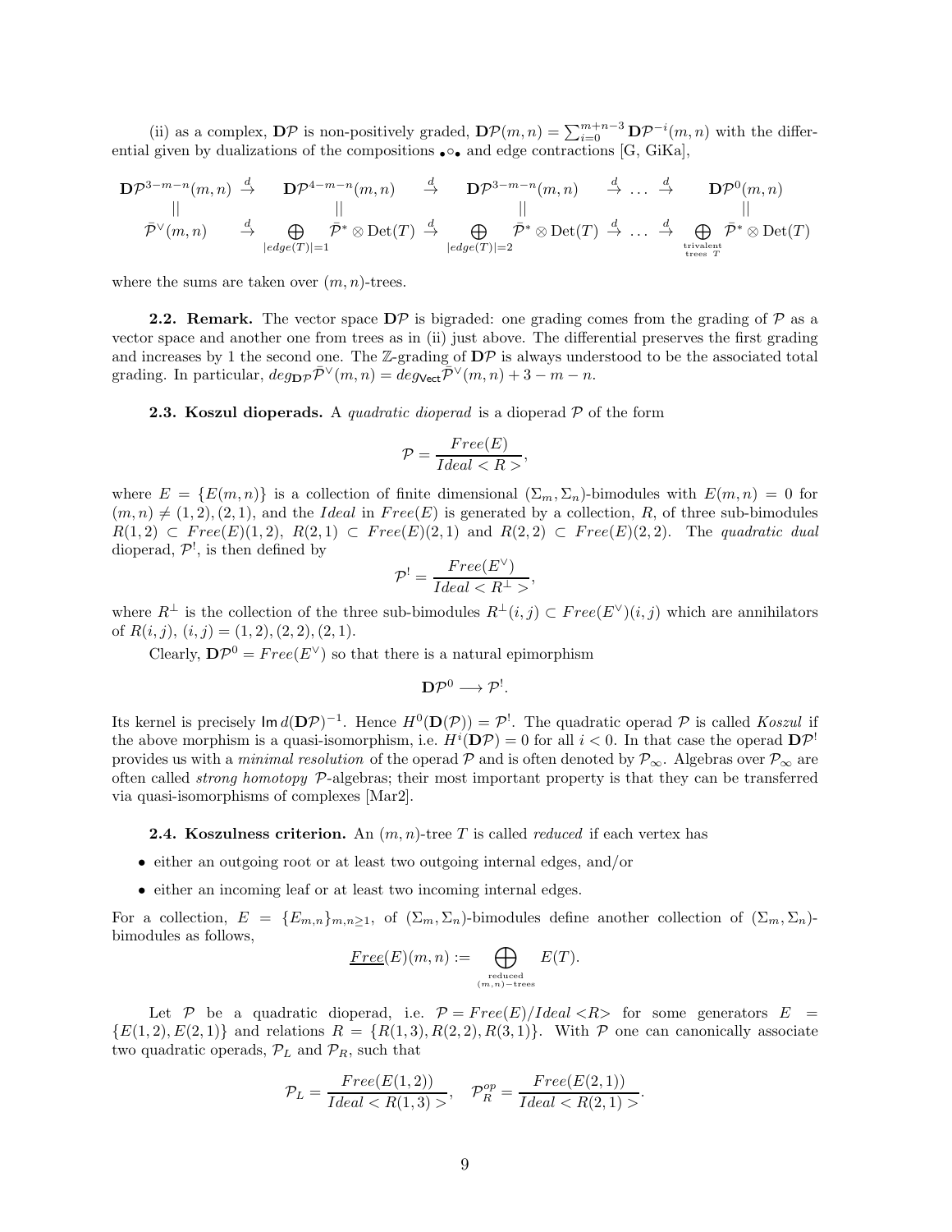(ii) as a complex, $\mathbf{D}\mathcal{P}$ is non-positively graded, $\mathbf{D}\mathcal{P}(m,n) = \sum_{i=0}^{m+n-3} \mathbf{D}\mathcal{P}^{-i}(m,n)$ with the differential given by dualizations of the compositions ${}_\bullet\circ_\bullet$ and edge contractions [G, GiKa],

$$
\begin{array}{ccccccccc}
\mathbf{D}\mathcal{P}^{3-m-n}(m,n) & \stackrel{d}{\to} & \mathbf{D}\mathcal{P}^{4-m-n}(m,n) & \stackrel{d}{\to} & \mathbf{D}\mathcal{P}^{3-m-n}(m,n) & \stackrel{d}{\to} \ldots \stackrel{d}{\to} & \mathbf{D}\mathcal{P}^{0}(m,n) \\
|| & & || & & || & & || \\
\bar{\mathcal{P}}^\vee(m,n) & \stackrel{d}{\to} & \bigoplus_{|edge(T)|=1} \bar{\mathcal{P}}^* \otimes \mathrm{Det}(T) & \stackrel{d}{\to} & \bigoplus_{|edge(T)|=2} \bar{\mathcal{P}}^* \otimes \mathrm{Det}(T) & \stackrel{d}{\to} \ldots \stackrel{d}{\to} & \bigoplus_{\substack{\text{trivalent} \\ \text{trees } T}} \bar{\mathcal{P}}^* \otimes \mathrm{Det}(T)
\end{array}
$$

where the sums are taken over $(m,n)$-trees.

**2.2. Remark.** The vector space $\mathbf{D}\mathcal{P}$ is bigraded: one grading comes from the grading of $\mathcal{P}$ as a vector space and another one from trees as in (ii) just above. The differential preserves the first grading and increases by 1 the second one. The $\mathbb{Z}$-grading of $\mathbf{D}\mathcal{P}$ is always understood to be the associated total grading. In particular, $deg_{\mathbf{D}\mathcal{P}}\bar{\mathcal{P}}^\vee(m,n) = deg_{\mathsf{Vect}}\bar{\mathcal{P}}^\vee(m,n) + 3 - m - n$.

**2.3. Koszul dioperads.** A *quadratic dioperad* is a dioperad $\mathcal{P}$ of the form

$$
\mathcal{P} = \frac{Free(E)}{Ideal < R >},
$$

where $E = \{E(m,n)\}$ is a collection of finite dimensional $(\Sigma_m, \Sigma_n)$-bimodules with $E(m,n) = 0$ for $(m,n) \neq (1,2),(2,1)$, and the *Ideal* in $Free(E)$ is generated by a collection, $R$, of three sub-bimodules $R(1,2) \subset Free(E)(1,2)$, $R(2,1) \subset Free(E)(2,1)$ and $R(2,2) \subset Free(E)(2,2)$. The *quadratic dual* dioperad, $\mathcal{P}^!$, is then defined by

$$
\mathcal{P}^! = \frac{Free(E^\vee)}{Ideal < R^\perp >},
$$

where $R^\perp$ is the collection of the three sub-bimodules $R^\perp(i,j) \subset Free(E^\vee)(i,j)$ which are annihilators of $R(i,j)$, $(i,j) = (1,2),(2,2),(2,1)$.

Clearly, $\mathbf{D}\mathcal{P}^0 = Free(E^\vee)$ so that there is a natural epimorphism

$$
\mathbf{D}\mathcal{P}^0 \longrightarrow \mathcal{P}^!.
$$

Its kernel is precisely $\mathsf{Im}\, d(\mathbf{D}\mathcal{P})^{-1}$. Hence $H^0(\mathbf{D}(\mathcal{P})) = \mathcal{P}^!$. The quadratic operad $\mathcal{P}$ is called *Koszul* if the above morphism is a quasi-isomorphism, i.e. $H^i(\mathbf{D}\mathcal{P}) = 0$ for all $i < 0$. In that case the operad $\mathbf{D}\mathcal{P}^!$ provides us with a *minimal resolution* of the operad $\mathcal{P}$ and is often denoted by $\mathcal{P}_\infty$. Algebras over $\mathcal{P}_\infty$ are often called *strong homotopy* $\mathcal{P}$-algebras; their most important property is that they can be transferred via quasi-isomorphisms of complexes [Mar2].

**2.4. Koszulness criterion.** An $(m,n)$-tree $T$ is called *reduced* if each vertex has

- either an outgoing root or at least two outgoing internal edges, and/or
- either an incoming leaf or at least two incoming internal edges.

For a collection, $E = \{E_{m,n}\}_{m,n\geq 1}$, of $(\Sigma_m, \Sigma_n)$-bimodules define another collection of $(\Sigma_m, \Sigma_n)$-bimodules as follows,

$$
\underline{Free}(E)(m,n) := \bigoplus_{\substack{\text{reduced} \\ (m,n)-\text{trees}}} E(T).
$$

Let $\mathcal{P}$ be a quadratic dioperad, i.e. $\mathcal{P} = Free(E)/Ideal <R>$ for some generators $E = \{E(1,2), E(2,1)\}$ and relations $R = \{R(1,3), R(2,2), R(3,1)\}$. With $\mathcal{P}$ one can canonically associate two quadratic operads, $\mathcal{P}_L$ and $\mathcal{P}_R$, such that

$$
\mathcal{P}_L = \frac{Free(E(1,2))}{Ideal < R(1,3) >}, \quad \mathcal{P}_R^{op} = \frac{Free(E(2,1))}{Ideal < R(2,1) >}.
$$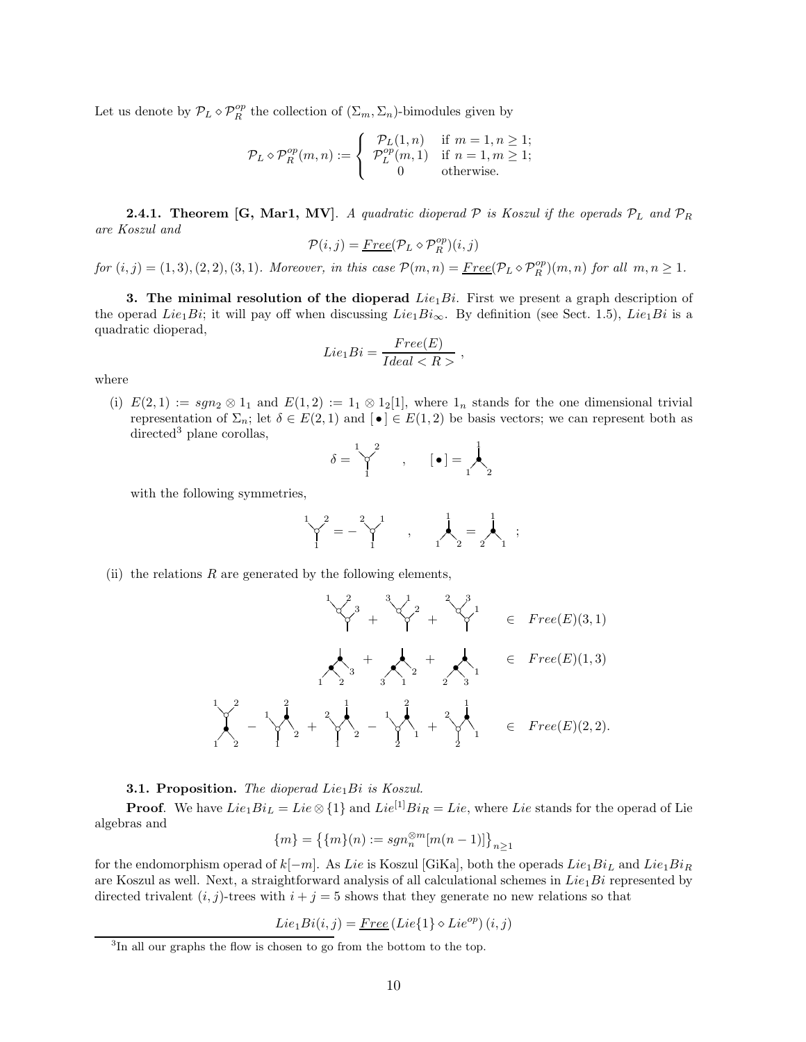Let us denote by $\mathcal{P}_L \diamond \mathcal{P}_R^{op}$ the collection of $(\Sigma_m, \Sigma_n)$-bimodules given by

$$
\mathcal{P}_L \diamond \mathcal{P}_R^{op}(m,n) := \begin{cases} \mathcal{P}_L(1,n) & \text{if } m=1, n \geq 1; \\ \mathcal{P}_L^{op}(m,1) & \text{if } n=1, m\geq 1; \\ 0 & \text{otherwise.} \end{cases}
$$

**2.4.1. Theorem [G, Mar1, MV]**. *A quadratic dioperad $\mathcal{P}$ is Koszul if the operads $\mathcal{P}_L$ and $\mathcal{P}_R$ are Koszul and*

$$
\mathcal{P}(i,j) = \underline{Free}(\mathcal{P}_L \diamond \mathcal{P}_R^{op})(i,j)
$$

*for $(i,j) = (1,3), (2,2), (3,1)$. Moreover, in this case $\mathcal{P}(m,n) = \underline{Free}(\mathcal{P}_L \diamond \mathcal{P}_R^{op})(m,n)$ for all $m,n\geq 1$.*

**3. The minimal resolution of the dioperad $Lie_1Bi$.** First we present a graph description of the operad $Lie_1Bi$; it will pay off when discussing $Lie_1Bi_\infty$. By definition (see Sect. 1.5), $Lie_1Bi$ is a quadratic dioperad,

$$
Lie_1Bi = \frac{Free(E)}{Ideal < R >},
$$

where

(i) $E(2,1) := sgn_2 \otimes 1_1$ and $E(1,2) := 1_1 \otimes 1_2[1]$, where $1_n$ stands for the one dimensional trivial representation of $\Sigma_n$; let $\delta \in E(2,1)$ and $[\bullet] \in E(1,2)$ be basis vectors; we can represent both as directed[3] plane corollas,

$$
\delta = \text{(white vertex corolla with outputs 1, 2 and input 1)} \quad , \quad [\bullet] = \text{(black vertex corolla with output 1 and inputs 1, 2)}
$$

with the following symmetries,

$$
\text{(white corolla, outputs } 1,2) = - \text{(white corolla, outputs } 2,1) \quad , \quad \text{(black corolla, inputs } 1,2) = \text{(black corolla, inputs } 2,1) \; ;
$$

(ii) the relations $R$ are generated by the following elements,

$$
\text{(white-white tree: } 1,2,3) + \text{(white-white tree: } 3,1,2) + \text{(white-white tree: } 2,3,1) \quad \in \quad Free(E)(3,1)
$$

$$
\text{(black-black tree: } 1,2,3) + \text{(black-black tree: } 3,1,2) + \text{(black-black tree: } 2,3,1) \quad \in \quad Free(E)(1,3)
$$

$$
\text{(white over black: outputs } 1,2\text{, inputs } 1,2) - \text{(tree)} + \text{(tree)} - \text{(tree)} + \text{(tree)} \quad \in \quad Free(E)(2,2).
$$

**3.1. Proposition.** *The dioperad $Lie_1Bi$ is Koszul.*

**Proof**. We have $Lie_1Bi_L = Lie\otimes\{1\}$ and $Lie^{[1]}Bi_R = Lie$, where $Lie$ stands for the operad of Lie algebras and

$$
\{m\} = \left\{\{m\}(n) := sgn_n^{\otimes m}[m(n-1)]\right\}_{n\geq 1}
$$

for the endomorphism operad of $k[-m]$. As $Lie$ is Koszul [GiKa], both the operads $Lie_1Bi_L$ and $Lie_1Bi_R$ are Koszul as well. Next, a straightforward analysis of all calculational schemes in $Lie_1Bi$ represented by directed trivalent $(i,j)$-trees with $i+j=5$ shows that they generate no new relations so that

$$
Lie_1Bi(i,j) = \underline{Free}\left(Lie\{1\} \diamond Lie^{op}\right)(i,j)
$$

[3] In all our graphs the flow is chosen to go from the bottom to the top.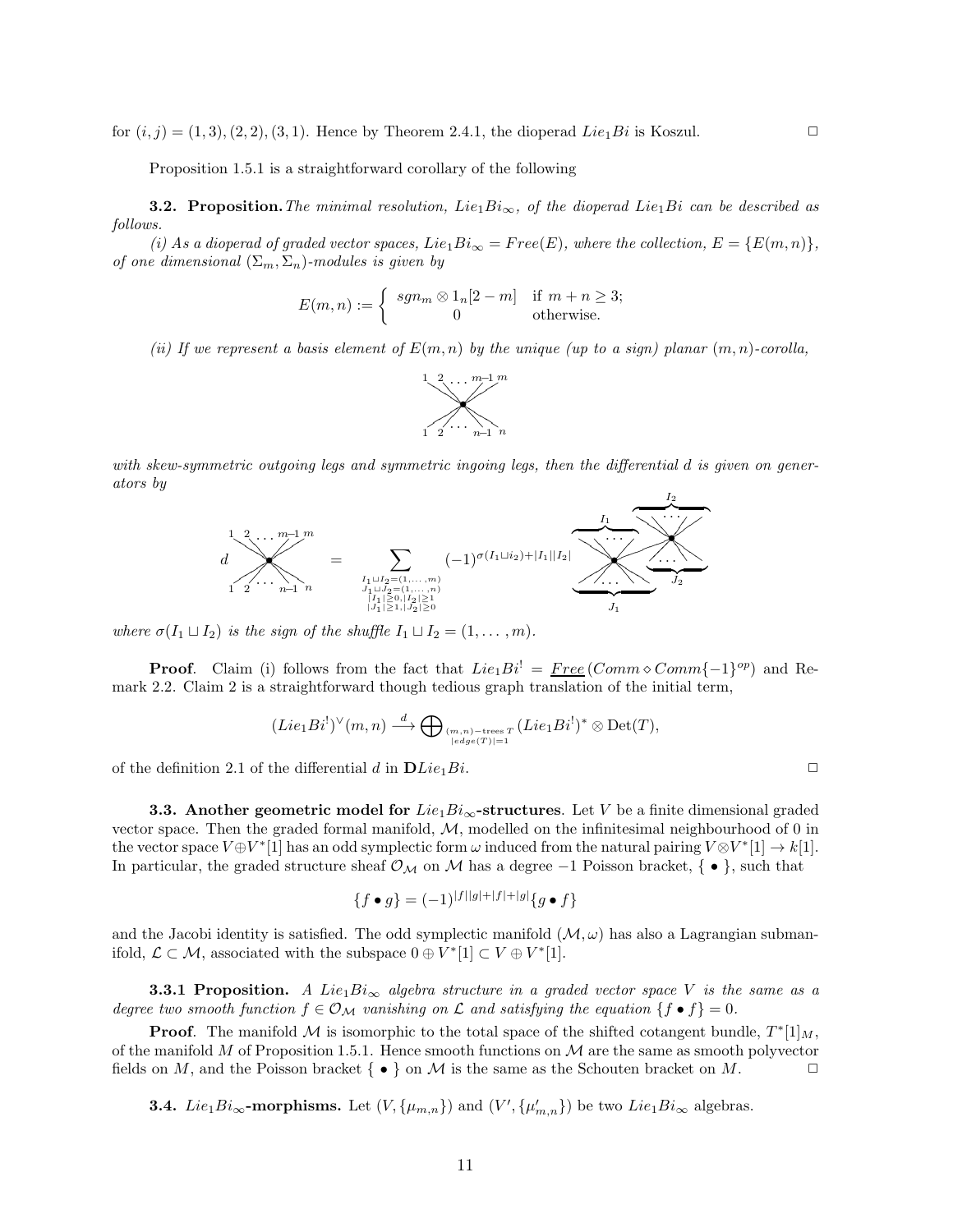for $(i,j) = (1,3), (2,2), (3,1)$. Hence by Theorem 2.4.1, the dioperad $Lie_1Bi$ is Koszul. $\square$

Proposition 1.5.1 is a straightforward corollary of the following

**3.2. Proposition.** *The minimal resolution, $Lie_1Bi_\infty$, of the dioperad $Lie_1Bi$ can be described as follows.*

*(i) As a dioperad of graded vector spaces, $Lie_1Bi_\infty = Free(E)$, where the collection, $E = \{E(m,n)\}$, of one dimensional $(\Sigma_m, \Sigma_n)$-modules is given by*

$$E(m,n) := \begin{cases} sgn_m \otimes 1_n[2-m] & \text{if } m+n \geq 3; \\ 0 & \text{otherwise.} \end{cases}$$

*(ii) If we represent a basis element of $E(m,n)$ by the unique (up to a sign) planar $(m,n)$-corolla,*

*with skew-symmetric outgoing legs and symmetric ingoing legs, then the differential $d$ is given on generators by*

$$d \;(\text{corolla with outputs } 1,2,\ldots,m-1,m \text{ and inputs } 1,2,\ldots,n-1,n) = \sum_{\substack{I_1\sqcup I_2=(1,\ldots,m)\\ J_1\sqcup J_2=(1,\ldots,n)\\ |I_1|\geq 0, |I_2|\geq 1\\ |J_1|\geq 1, |J_2|\geq 0}} (-1)^{\sigma(I_1\sqcup i_2)+|I_1||I_2|} \;(\text{two-vertex graph with outputs } I_1, I_2 \text{ and inputs } J_1, J_2)$$

*where $\sigma(I_1 \sqcup I_2)$ is the sign of the shuffle $I_1 \sqcup I_2 = (1,\ldots,m)$.*

**Proof**. Claim (i) follows from the fact that $Lie_1Bi^! = \underline{Free}(Comm \diamond Comm\{-1\}^{op})$ and Remark 2.2. Claim 2 is a straightforward though tedious graph translation of the initial term,

$$(Lie_1Bi^!)^\vee(m,n) \stackrel{d}{\longrightarrow} \bigoplus_{\substack{(m,n)-\text{trees } T\\ |edge(T)|=1}} (Lie_1Bi^!)^* \otimes \mathrm{Det}(T),$$

of the definition 2.1 of the differential $d$ in $\mathbf{D}Lie_1Bi$. $\square$

**3.3. Another geometric model for $Lie_1Bi_\infty$-structures**. Let $V$ be a finite dimensional graded vector space. Then the graded formal manifold, $\mathcal{M}$, modelled on the infinitesimal neighbourhood of 0 in the vector space $V \oplus V^*[1]$ has an odd symplectic form $\omega$ induced from the natural pairing $V \otimes V^*[1] \to k[1]$. In particular, the graded structure sheaf $\mathcal{O}_\mathcal{M}$ on $\mathcal{M}$ has a degree $-1$ Poisson bracket, $\{\bullet\}$, such that

$$\{f \bullet g\} = (-1)^{|f||g|+|f|+|g|}\{g \bullet f\}$$

and the Jacobi identity is satisfied. The odd symplectic manifold $(\mathcal{M}, \omega)$ has also a Lagrangian submanifold, $\mathcal{L} \subset \mathcal{M}$, associated with the subspace $0 \oplus V^*[1] \subset V \oplus V^*[1]$.

**3.3.1 Proposition.** *A $Lie_1Bi_\infty$ algebra structure in a graded vector space $V$ is the same as a degree two smooth function $f \in \mathcal{O}_\mathcal{M}$ vanishing on $\mathcal{L}$ and satisfying the equation $\{f \bullet f\} = 0$.*

**Proof**. The manifold $\mathcal{M}$ is isomorphic to the total space of the shifted cotangent bundle, $T^*[1]_M$, of the manifold $M$ of Proposition 1.5.1. Hence smooth functions on $\mathcal{M}$ are the same as smooth polyvector fields on $M$, and the Poisson bracket $\{\bullet\}$ on $\mathcal{M}$ is the same as the Schouten bracket on $M$. $\square$

**3.4. $Lie_1Bi_\infty$-morphisms.** Let $(V, \{\mu_{m,n}\})$ and $(V', \{\mu'_{m,n}\})$ be two $Lie_1Bi_\infty$ algebras.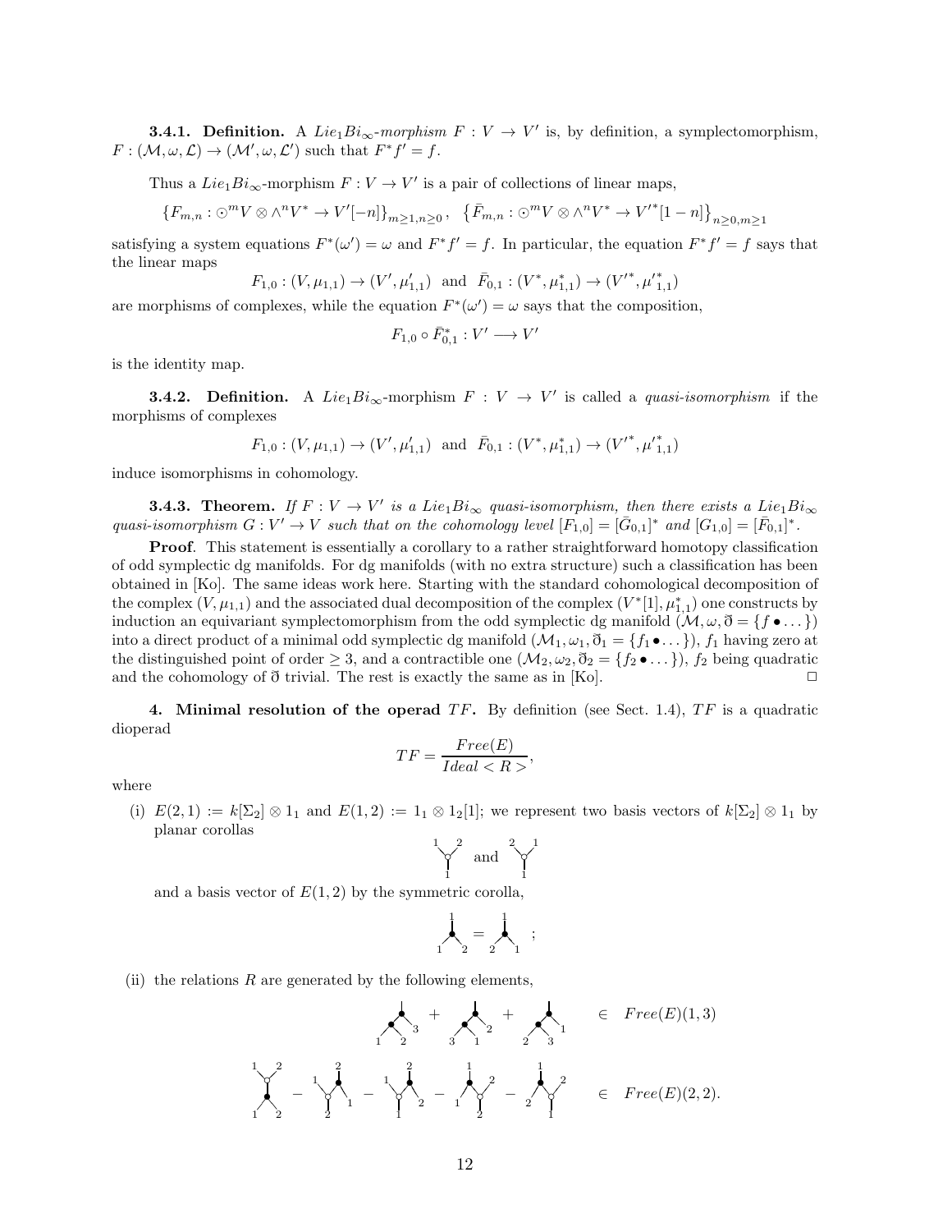**3.4.1. Definition.** A *$Lie_1Bi_\infty$-morphism* $F : V \to V'$ is, by definition, a symplectomorphism, $F : (\mathcal{M}, \omega, \mathcal{L}) \to (\mathcal{M}', \omega, \mathcal{L}')$ such that $F^* f' = f$.

Thus a $Lie_1Bi_\infty$-morphism $F : V \to V'$ is a pair of collections of linear maps,

$$\{F_{m,n} : \odot^m V \otimes \wedge^n V^* \to V'[-n]\}_{m\geq 1, n\geq 0}, \quad \{\bar{F}_{m,n} : \odot^m V \otimes \wedge^n V^* \to V'^*[1-n]\}_{n\geq 0, m\geq 1}$$

satisfying a system equations $F^*(\omega') = \omega$ and $F^* f' = f$. In particular, the equation $F^* f' = f$ says that the linear maps

$$F_{1,0} : (V, \mu_{1,1}) \to (V', \mu'_{1,1}) \ \text{ and } \ \bar{F}_{0,1} : (V^*, \mu^*_{1,1}) \to ({V'}^*, {\mu'}^*_{1,1})$$

are morphisms of complexes, while the equation $F^*(\omega') = \omega$ says that the composition,

$$F_{1,0} \circ \bar{F}^*_{0,1} : V' \longrightarrow V'$$

is the identity map.

**3.4.2. Definition.** A $Lie_1Bi_\infty$-morphism $F : V \to V'$ is called a *quasi-isomorphism* if the morphisms of complexes

$$F_{1,0} : (V, \mu_{1,1}) \to (V', \mu'_{1,1}) \ \text{ and } \ \bar{F}_{0,1} : (V^*, \mu^*_{1,1}) \to ({V'}^*, {\mu'}^*_{1,1})$$

induce isomorphisms in cohomology.

**3.4.3. Theorem.** *If $F : V \to V'$ is a $Lie_1Bi_\infty$ quasi-isomorphism, then there exists a $Lie_1Bi_\infty$ quasi-isomorphism $G : V' \to V$ such that on the cohomology level $[F_{1,0}] = [\bar{G}_{0,1}]^*$ and $[G_{1,0}] = [\bar{F}_{0,1}]^*$.*

**Proof**. This statement is essentially a corollary to a rather straightforward homotopy classification of odd symplectic dg manifolds. For dg manifolds (with no extra structure) such a classification has been obtained in [Ko]. The same ideas work here. Starting with the standard cohomological decomposition of the complex $(V, \mu_{1,1})$ and the associated dual decomposition of the complex $(V^*[1], \mu^*_{1,1})$ one constructs by induction an equivariant symplectomorphism from the odd symplectic dg manifold $(\mathcal{M}, \omega, \eth = \{f \bullet \dots\})$ into a direct product of a minimal odd symplectic dg manifold $(\mathcal{M}_1, \omega_1, \eth_1 = \{f_1 \bullet \dots\})$, $f_1$ having zero at the distinguished point of order $\geq 3$, and a contractible one $(\mathcal{M}_2, \omega_2, \eth_2 = \{f_2 \bullet \dots\})$, $f_2$ being quadratic and the cohomology of $\eth$ trivial. The rest is exactly the same as in [Ko]. □

**4. Minimal resolution of the operad $TF$.** By definition (see Sect. 1.4), $TF$ is a quadratic dioperad

$$TF = \frac{Free(E)}{Ideal < R >},$$

where

(i) $E(2,1) := k[\Sigma_2] \otimes 1_1$ and $E(1,2) := 1_1 \otimes 1_2[1]$; we represent two basis vectors of $k[\Sigma_2] \otimes 1_1$ by planar corollas

[planar corollas with white vertex: outputs 1,2 / input 1, and outputs 2,1 / input 1]

and a basis vector of $E(1,2)$ by the symmetric corolla,

[black vertex corolla: output 1 / inputs 1,2 = output 1 / inputs 2,1] ;

(ii) the relations $R$ are generated by the following elements,

[sum of three trees with two black vertices, cyclic in inputs (1,2,3), (3,1,2), (2,3,1)] $\in$ $Free(E)(1,3)$

[tree (white on top of black, outputs 1,2, inputs 1,2) $-$ four trees combining one white and one black vertex] $\in$ $Free(E)(2,2)$.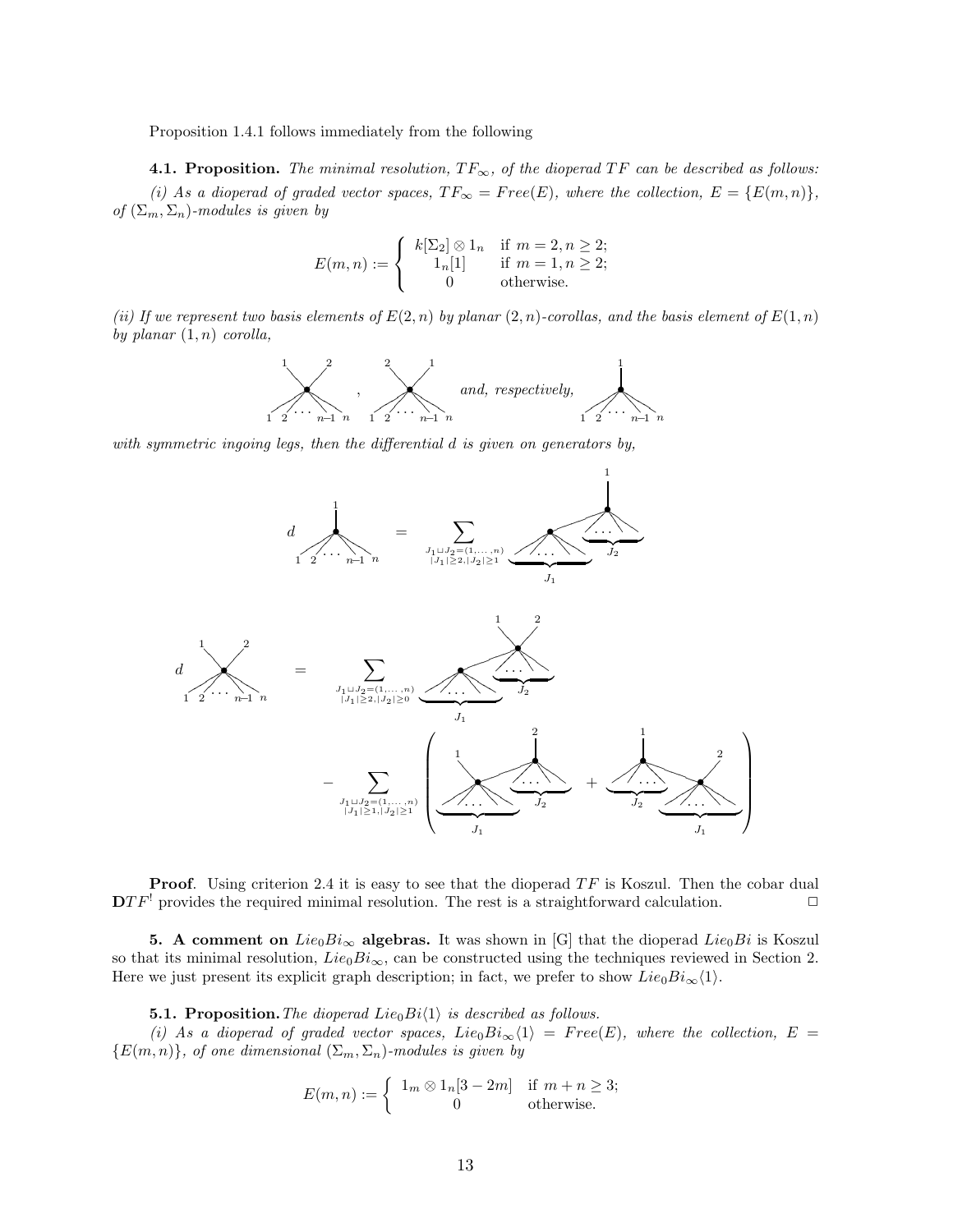Proposition 1.4.1 follows immediately from the following

**4.1. Proposition.** *The minimal resolution, $TF_\infty$, of the dioperad $TF$ can be described as follows:*

*(i) As a dioperad of graded vector spaces, $TF_\infty = Free(E)$, where the collection, $E = \{E(m,n)\}$, of $(\Sigma_m, \Sigma_n)$-modules is given by*

$$E(m,n) := \begin{cases} k[\Sigma_2] \otimes 1_n & \text{if } m=2, n \geq 2; \\ 1_n[1] & \text{if } m=1, n\geq 2; \\ 0 & \text{otherwise.} \end{cases}$$

*(ii) If we represent two basis elements of $E(2,n)$ by planar $(2,n)$-corollas, and the basis element of $E(1,n)$ by planar $(1,n)$ corolla,*

[Figure: two planar $(2,n)$-corollas with outgoing legs labelled 1, 2 and 2, 1 respectively, and ingoing legs $1, 2, \ldots, n-1, n$; *and, respectively,* a planar $(1,n)$-corolla with outgoing leg 1 and ingoing legs $1, 2, \ldots, n-1, n$]

*with symmetric ingoing legs, then the differential $d$ is given on generators by,*

[Figure: $d$ of the $(1,n)$-corolla $= \sum_{\substack{J_1 \sqcup J_2 = (1,\ldots,n) \\ |J_1|\geq 2, |J_2|\geq 1}}$ of a two-vertex tree: a $(1,|J_1|)$-corolla with ingoing legs $J_1$ whose output is grafted into a $(1,|J_2|+1)$-corolla with outgoing leg 1 and remaining ingoing legs $J_2$]

[Figure: $d$ of the $(2,n)$-corolla with outgoing legs 1, 2 $= \sum_{\substack{J_1 \sqcup J_2 = (1,\ldots,n) \\ |J_1|\geq 2, |J_2|\geq 0}}$ of a tree: a $(1,|J_1|)$-corolla with ingoing legs $J_1$ grafted into a $(2,|J_2|+1)$-corolla with outgoing legs 1, 2 and ingoing legs $J_2$; $- \sum_{\substack{J_1 \sqcup J_2 = (1,\ldots,n) \\ |J_1|\geq 1, |J_2|\geq 1}} \Big($ a $(2,|J_1|)$-corolla with outgoing leg 1 and ingoing legs $J_1$, whose other outgoing leg is grafted into a $(1,|J_2|+1)$-corolla with outgoing leg 2 and ingoing legs $J_2$ $+$ a $(1,|J_2|+1)$-corolla with outgoing leg 1 and ingoing legs $J_2$, receiving an outgoing leg of a $(2,|J_1|)$-corolla with outgoing leg 2 and ingoing legs $J_1$ $\Big)$]

**Proof**. Using criterion 2.4 it is easy to see that the dioperad $TF$ is Koszul. Then the cobar dual $\mathbf{D}TF^!$ provides the required minimal resolution. The rest is a straightforward calculation. $\Box$

**5. A comment on $Lie_0Bi_\infty$ algebras.** It was shown in [G] that the dioperad $Lie_0Bi$ is Koszul so that its minimal resolution, $Lie_0Bi_\infty$, can be constructed using the techniques reviewed in Section 2. Here we just present its explicit graph description; in fact, we prefer to show $Lie_0Bi_\infty\langle 1\rangle$.

**5.1. Proposition.** *The dioperad $Lie_0Bi\langle 1\rangle$ is described as follows.*

*(i) As a dioperad of graded vector spaces, $Lie_0Bi_\infty\langle 1\rangle = Free(E)$, where the collection, $E = \{E(m,n)\}$, of one dimensional $(\Sigma_m, \Sigma_n)$-modules is given by*

$$E(m,n) := \begin{cases} 1_m \otimes 1_n[3-2m] & \text{if } m+n \geq 3; \\ 0 & \text{otherwise.} \end{cases}$$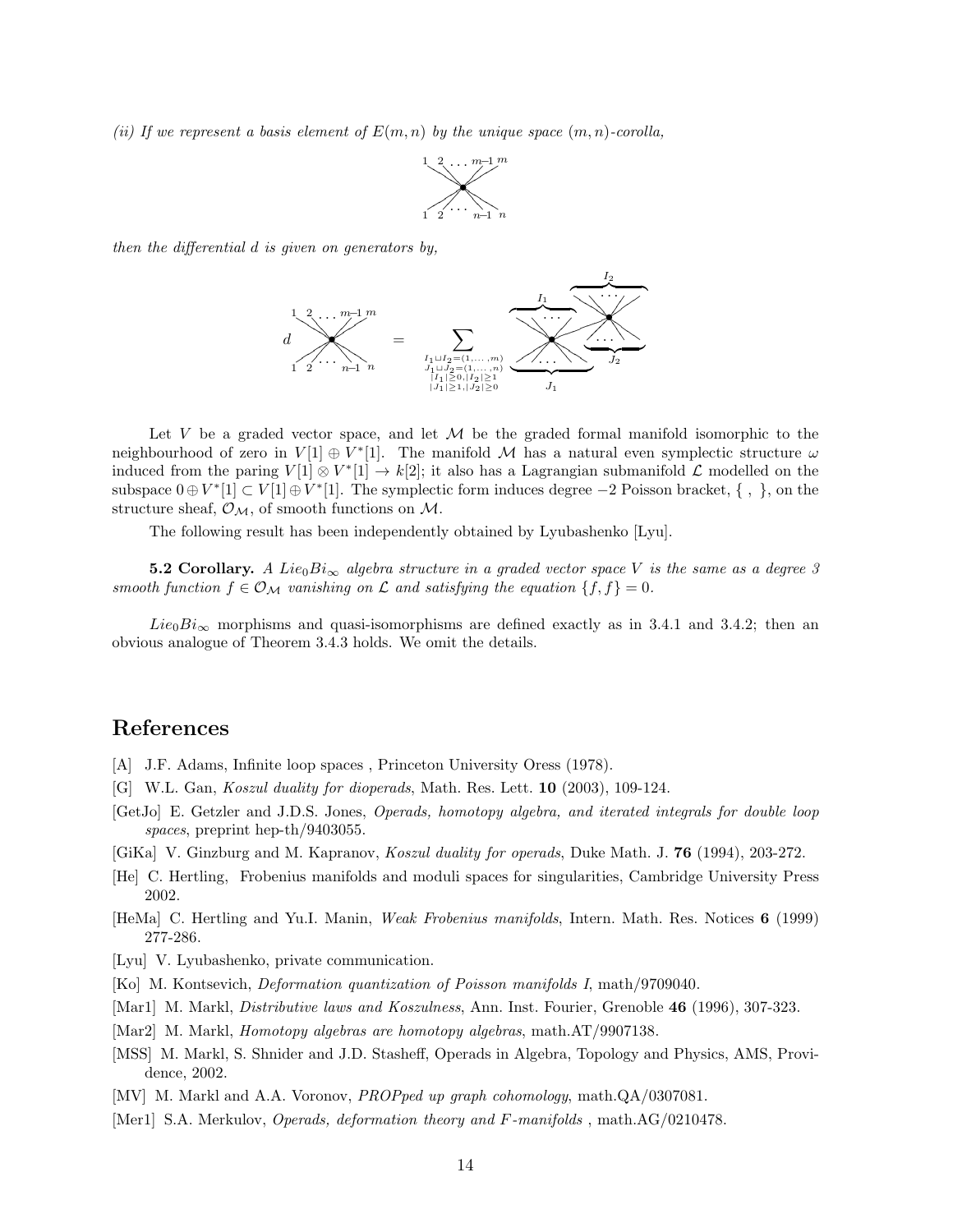*(ii) If we represent a basis element of $E(m,n)$ by the unique space $(m,n)$-corolla,*

$$\begin{array}{c} 1\ \ 2\ \ldots\ m{-}1\ m \\ \times \\ 1\ \ 2\ \ldots\ n{-}1\ \ n \end{array}$$

*then the differential $d$ is given on generators by,*

$$d \begin{array}{c} 1\ \ 2\ \ldots\ m{-}1\ m \\ \times \\ 1\ \ 2\ \ldots\ n{-}1\ \ n \end{array} = \sum_{\substack{I_1 \sqcup I_2 = (1,\ldots,m) \\ J_1 \sqcup J_2 = (1,\ldots,n) \\ |I_1|\geq 0, |I_2|\geq 1 \\ |J_1|\geq 1, |J_2|\geq 0}} \begin{array}{c} \overbrace{\ldots}^{I_1} \quad \overbrace{\ldots}^{I_2} \\ \times \!-\! \times \\ \underbrace{\ldots}_{J_1} \quad \underbrace{\ldots}_{J_2} \end{array}$$

Let $V$ be a graded vector space, and let $\mathcal{M}$ be the graded formal manifold isomorphic to the neighbourhood of zero in $V[1] \oplus V^*[1]$. The manifold $\mathcal{M}$ has a natural even symplectic structure $\omega$ induced from the paring $V[1] \otimes V^*[1] \to k[2]$; it also has a Lagrangian submanifold $\mathcal{L}$ modelled on the subspace $0 \oplus V^*[1] \subset V[1] \oplus V^*[1]$. The symplectic form induces degree $-2$ Poisson bracket, $\{\ ,\ \}$, on the structure sheaf, $\mathcal{O}_\mathcal{M}$, of smooth functions on $\mathcal{M}$.

The following result has been independently obtained by Lyubashenko [Lyu].

**5.2 Corollary.** *A $Lie_0Bi_\infty$ algebra structure in a graded vector space $V$ is the same as a degree 3 smooth function $f \in \mathcal{O}_\mathcal{M}$ vanishing on $\mathcal{L}$ and satisfying the equation $\{f,f\} = 0$.*

$Lie_0Bi_\infty$ morphisms and quasi-isomorphisms are defined exactly as in 3.4.1 and 3.4.2; then an obvious analogue of Theorem 3.4.3 holds. We omit the details.

## References

[A] J.F. Adams, Infinite loop spaces , Princeton University Oress (1978).

[G] W.L. Gan, *Koszul duality for dioperads*, Math. Res. Lett. **10** (2003), 109-124.

[GetJo] E. Getzler and J.D.S. Jones, *Operads, homotopy algebra, and iterated integrals for double loop spaces*, preprint hep-th/9403055.

[GiKa] V. Ginzburg and M. Kapranov, *Koszul duality for operads*, Duke Math. J. **76** (1994), 203-272.

[He] C. Hertling, Frobenius manifolds and moduli spaces for singularities, Cambridge University Press 2002.

[HeMa] C. Hertling and Yu.I. Manin, *Weak Frobenius manifolds*, Intern. Math. Res. Notices **6** (1999) 277-286.

[Lyu] V. Lyubashenko, private communication.

[Ko] M. Kontsevich, *Deformation quantization of Poisson manifolds I*, math/9709040.

[Mar1] M. Markl, *Distributive laws and Koszulness*, Ann. Inst. Fourier, Grenoble **46** (1996), 307-323.

[Mar2] M. Markl, *Homotopy algebras are homotopy algebras*, math.AT/9907138.

[MSS] M. Markl, S. Shnider and J.D. Stasheff, Operads in Algebra, Topology and Physics, AMS, Providence, 2002.

[MV] M. Markl and A.A. Voronov, *PROPped up graph cohomology*, math.QA/0307081.

[Mer1] S.A. Merkulov, *Operads, deformation theory and $F$-manifolds* , math.AG/0210478.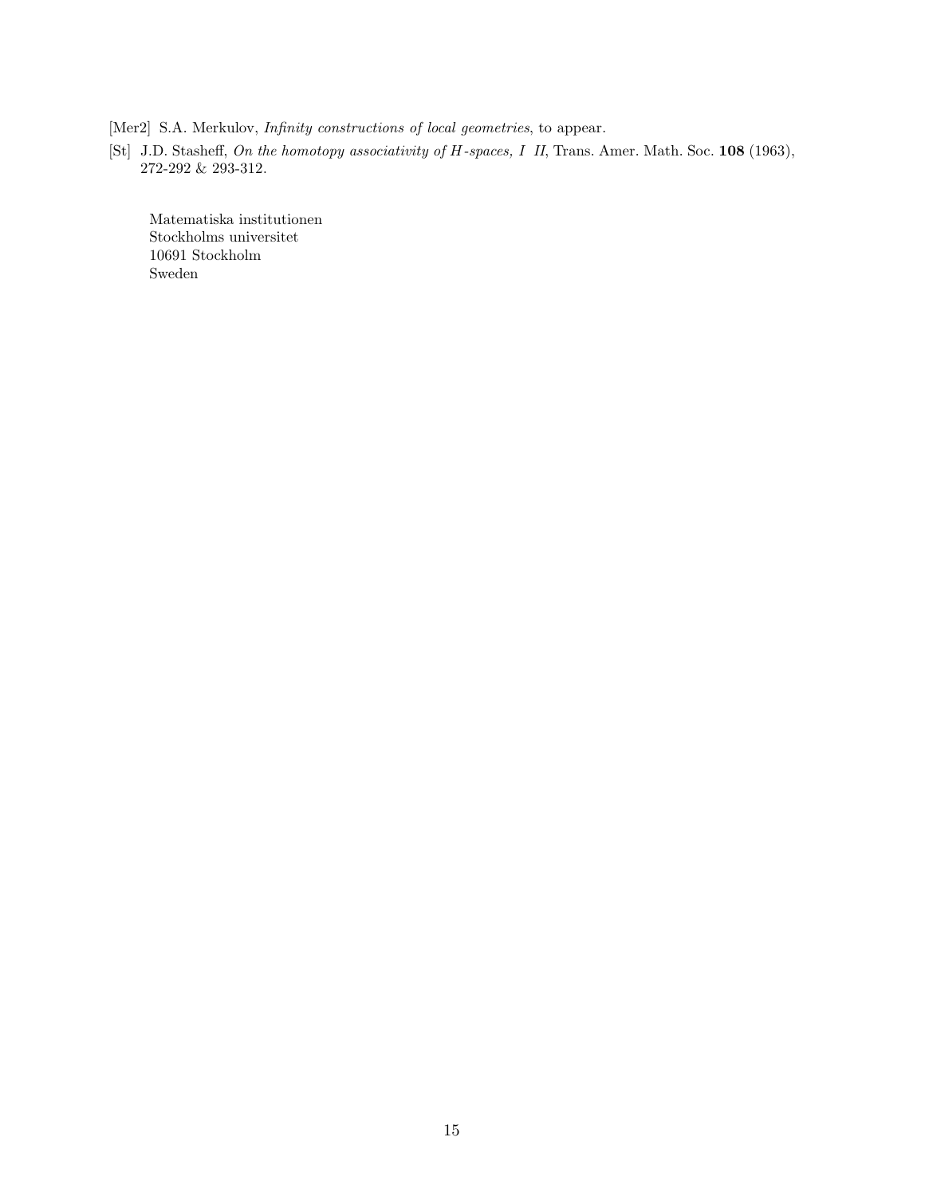[Mer2] S.A. Merkulov, *Infinity constructions of local geometries*, to appear.

[St] J.D. Stasheff, *On the homotopy associativity of H-spaces, I II*, Trans. Amer. Math. Soc. **108** (1963), 272-292 & 293-312.

Matematiska institutionen
Stockholms universitet
10691 Stockholm
Sweden